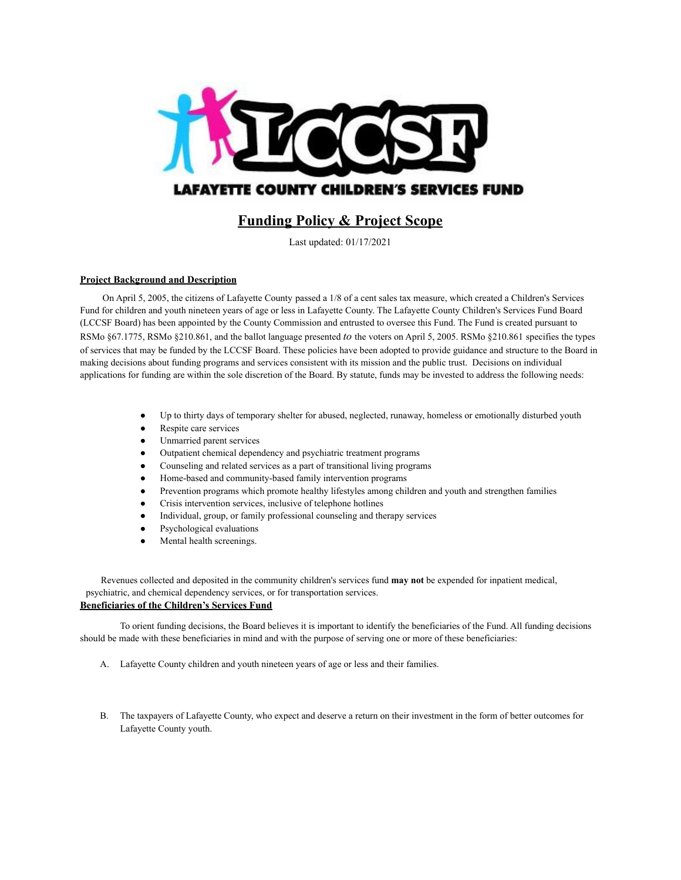LCCSF

LAFAYETTE COUNTY CHILDREN'S SERVICES FUND

# Funding Policy & Project Scope

Last updated: 01/17/2021

## Project Background and Description

On April 5, 2005, the citizens of Lafayette County passed a 1/8 of a cent sales tax measure, which created a Children's Services Fund for children and youth nineteen years of age or less in Lafayette County. The Lafayette County Children's Services Fund Board (LCCSF Board) has been appointed by the County Commission and entrusted to oversee this Fund. The Fund is created pursuant to RSMo §67.1775, RSMo §210.861, and the ballot language presented *to* the voters on April 5, 2005. RSMo §210.861 specifies the types of services that may be funded by the LCCSF Board. These policies have been adopted to provide guidance and structure to the Board in making decisions about funding programs and services consistent with its mission and the public trust. Decisions on individual applications for funding are within the sole discretion of the Board. By statute, funds may be invested to address the following needs:

- Up to thirty days of temporary shelter for abused, neglected, runaway, homeless or emotionally disturbed youth
- Respite care services
- Unmarried parent services
- Outpatient chemical dependency and psychiatric treatment programs
- Counseling and related services as a part of transitional living programs
- Home-based and community-based family intervention programs
- Prevention programs which promote healthy lifestyles among children and youth and strengthen families
- Crisis intervention services, inclusive of telephone hotlines
- Individual, group, or family professional counseling and therapy services
- Psychological evaluations
- Mental health screenings.

Revenues collected and deposited in the community children's services fund **may not** be expended for inpatient medical, psychiatric, and chemical dependency services, or for transportation services.

## Beneficiaries of the Children's Services Fund

To orient funding decisions, the Board believes it is important to identify the beneficiaries of the Fund. All funding decisions should be made with these beneficiaries in mind and with the purpose of serving one or more of these beneficiaries:

A. Lafayette County children and youth nineteen years of age or less and their families.

B. The taxpayers of Lafayette County, who expect and deserve a return on their investment in the form of better outcomes for Lafayette County youth.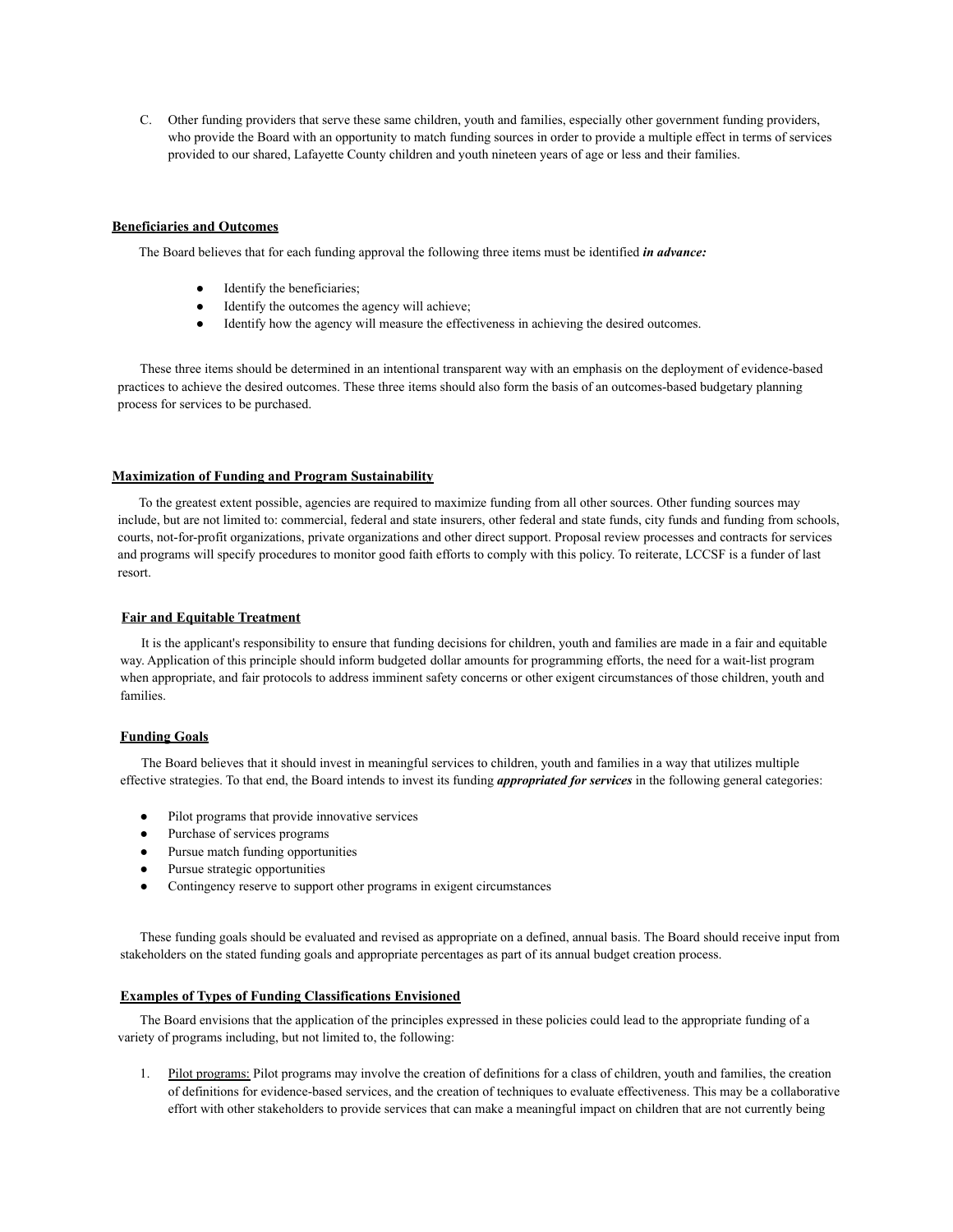C. Other funding providers that serve these same children, youth and families, especially other government funding providers, who provide the Board with an opportunity to match funding sources in order to provide a multiple effect in terms of services provided to our shared, Lafayette County children and youth nineteen years of age or less and their families.

**Beneficiaries and Outcomes**

The Board believes that for each funding approval the following three items must be identified ***in advance:***

- Identify the beneficiaries;
- Identify the outcomes the agency will achieve;
- Identify how the agency will measure the effectiveness in achieving the desired outcomes.

These three items should be determined in an intentional transparent way with an emphasis on the deployment of evidence-based practices to achieve the desired outcomes. These three items should also form the basis of an outcomes-based budgetary planning process for services to be purchased.

**Maximization of Funding and Program Sustainability**

To the greatest extent possible, agencies are required to maximize funding from all other sources. Other funding sources may include, but are not limited to: commercial, federal and state insurers, other federal and state funds, city funds and funding from schools, courts, not-for-profit organizations, private organizations and other direct support. Proposal review processes and contracts for services and programs will specify procedures to monitor good faith efforts to comply with this policy. To reiterate, LCCSF is a funder of last resort.

**Fair and Equitable Treatment**

It is the applicant's responsibility to ensure that funding decisions for children, youth and families are made in a fair and equitable way. Application of this principle should inform budgeted dollar amounts for programming efforts, the need for a wait-list program when appropriate, and fair protocols to address imminent safety concerns or other exigent circumstances of those children, youth and families.

**Funding Goals**

The Board believes that it should invest in meaningful services to children, youth and families in a way that utilizes multiple effective strategies. To that end, the Board intends to invest its funding ***appropriated for services*** in the following general categories:

- Pilot programs that provide innovative services
- Purchase of services programs
- Pursue match funding opportunities
- Pursue strategic opportunities
- Contingency reserve to support other programs in exigent circumstances

These funding goals should be evaluated and revised as appropriate on a defined, annual basis. The Board should receive input from stakeholders on the stated funding goals and appropriate percentages as part of its annual budget creation process.

**Examples of Types of Funding Classifications Envisioned**

The Board envisions that the application of the principles expressed in these policies could lead to the appropriate funding of a variety of programs including, but not limited to, the following:

1. Pilot programs: Pilot programs may involve the creation of definitions for a class of children, youth and families, the creation of definitions for evidence-based services, and the creation of techniques to evaluate effectiveness. This may be a collaborative effort with other stakeholders to provide services that can make a meaningful impact on children that are not currently being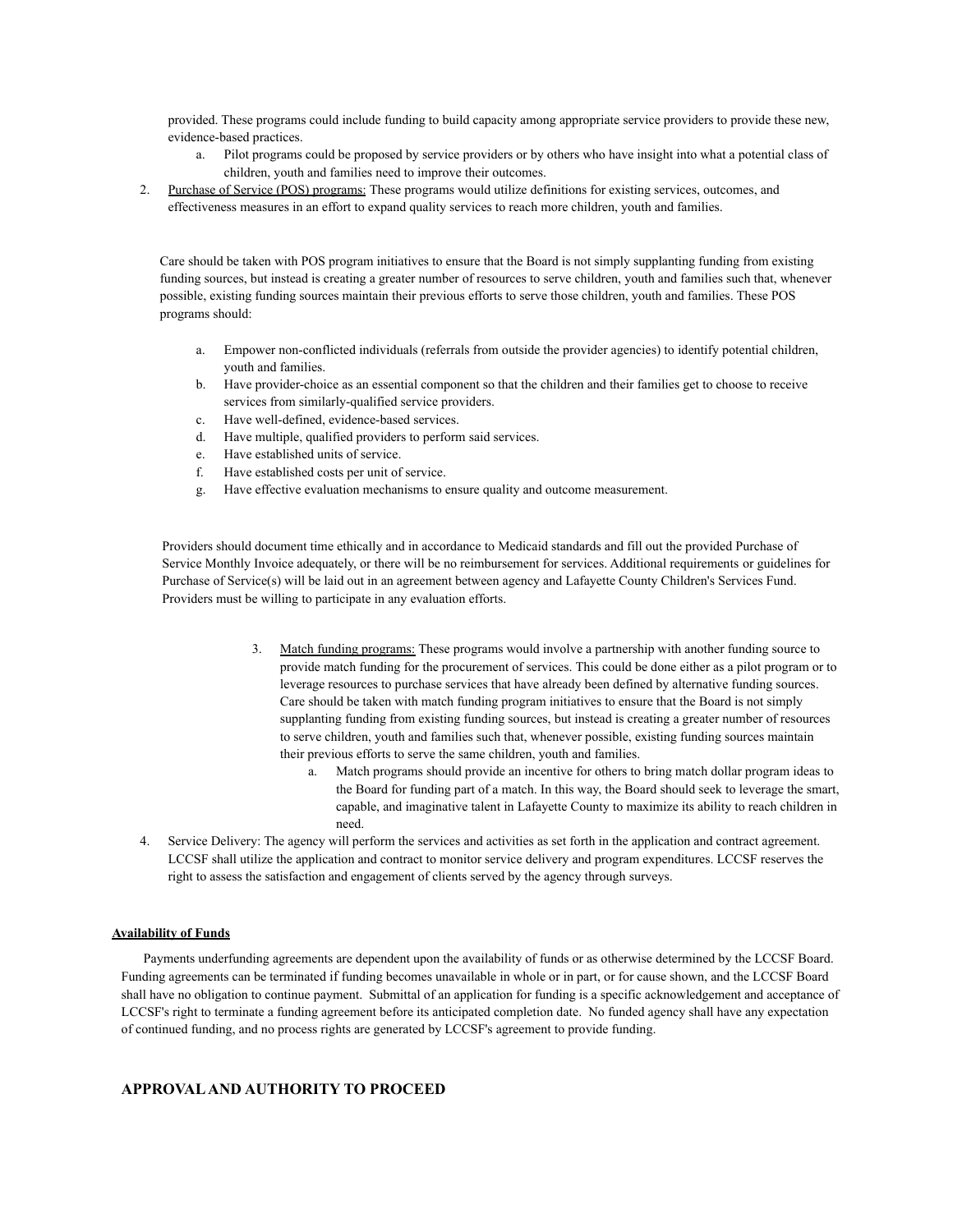provided. These programs could include funding to build capacity among appropriate service providers to provide these new, evidence-based practices.

   a. Pilot programs could be proposed by service providers or by others who have insight into what a potential class of children, youth and families need to improve their outcomes.

2. <u>Purchase of Service (POS) programs:</u> These programs would utilize definitions for existing services, outcomes, and effectiveness measures in an effort to expand quality services to reach more children, youth and families.

Care should be taken with POS program initiatives to ensure that the Board is not simply supplanting funding from existing funding sources, but instead is creating a greater number of resources to serve children, youth and families such that, whenever possible, existing funding sources maintain their previous efforts to serve those children, youth and families. These POS programs should:

   a. Empower non-conflicted individuals (referrals from outside the provider agencies) to identify potential children, youth and families.
   b. Have provider-choice as an essential component so that the children and their families get to choose to receive services from similarly-qualified service providers.
   c. Have well-defined, evidence-based services.
   d. Have multiple, qualified providers to perform said services.
   e. Have established units of service.
   f. Have established costs per unit of service.
   g. Have effective evaluation mechanisms to ensure quality and outcome measurement.

Providers should document time ethically and in accordance to Medicaid standards and fill out the provided Purchase of Service Monthly Invoice adequately, or there will be no reimbursement for services. Additional requirements or guidelines for Purchase of Service(s) will be laid out in an agreement between agency and Lafayette County Children's Services Fund. Providers must be willing to participate in any evaluation efforts.

3. <u>Match funding programs:</u> These programs would involve a partnership with another funding source to provide match funding for the procurement of services. This could be done either as a pilot program or to leverage resources to purchase services that have already been defined by alternative funding sources. Care should be taken with match funding program initiatives to ensure that the Board is not simply supplanting funding from existing funding sources, but instead is creating a greater number of resources to serve children, youth and families such that, whenever possible, existing funding sources maintain their previous efforts to serve the same children, youth and families.

   a. Match programs should provide an incentive for others to bring match dollar program ideas to the Board for funding part of a match. In this way, the Board should seek to leverage the smart, capable, and imaginative talent in Lafayette County to maximize its ability to reach children in need.

4. Service Delivery: The agency will perform the services and activities as set forth in the application and contract agreement. LCCSF shall utilize the application and contract to monitor service delivery and program expenditures. LCCSF reserves the right to assess the satisfaction and engagement of clients served by the agency through surveys.

**<u>Availability of Funds</u>**

Payments underfunding agreements are dependent upon the availability of funds or as otherwise determined by the LCCSF Board. Funding agreements can be terminated if funding becomes unavailable in whole or in part, or for cause shown, and the LCCSF Board shall have no obligation to continue payment. Submittal of an application for funding is a specific acknowledgement and acceptance of LCCSF's right to terminate a funding agreement before its anticipated completion date. No funded agency shall have any expectation of continued funding, and no process rights are generated by LCCSF's agreement to provide funding.

## APPROVAL AND AUTHORITY TO PROCEED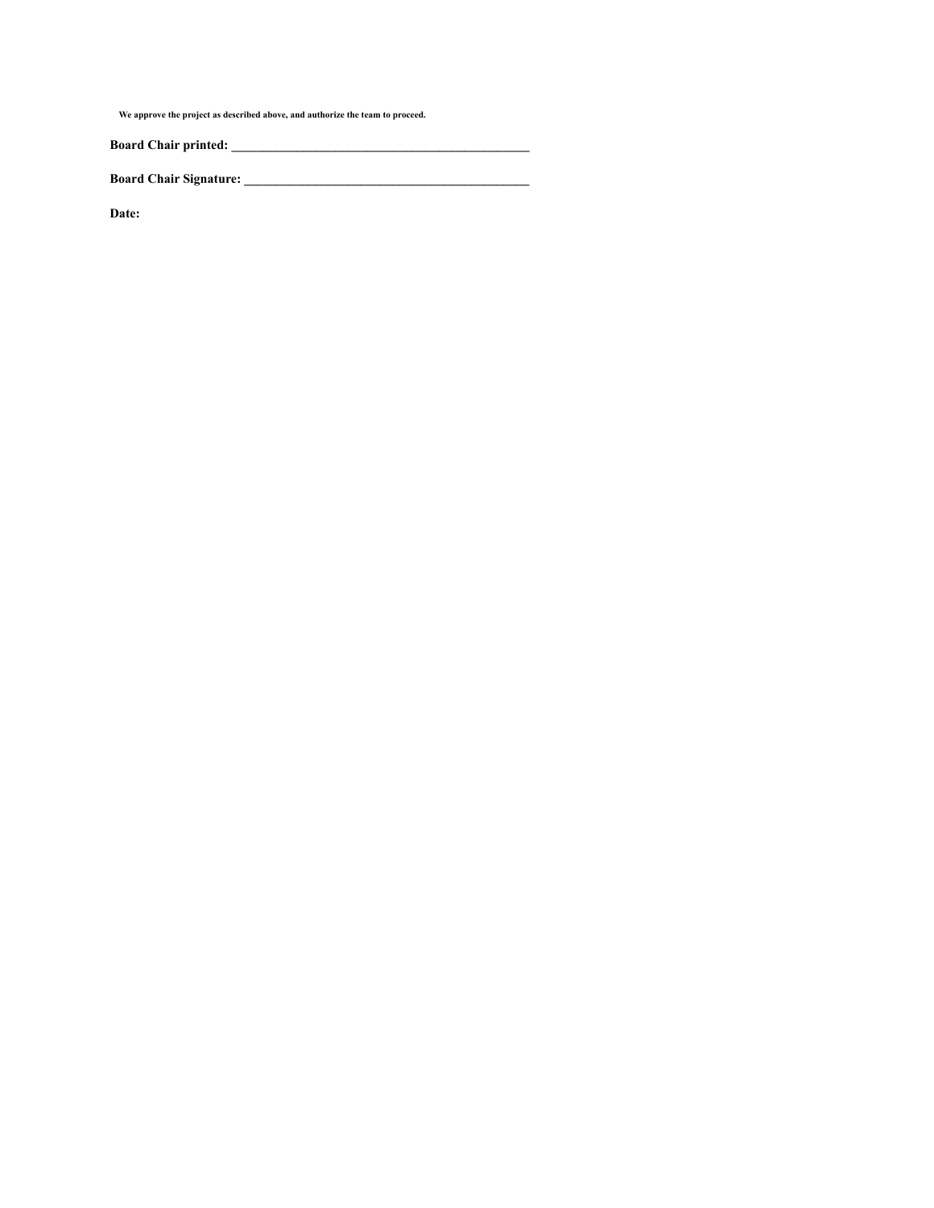**We approve the project as described above, and authorize the team to proceed.**

**Board Chair printed: _______________________________________________**

**Board Chair Signature: _____________________________________________**

**Date:**